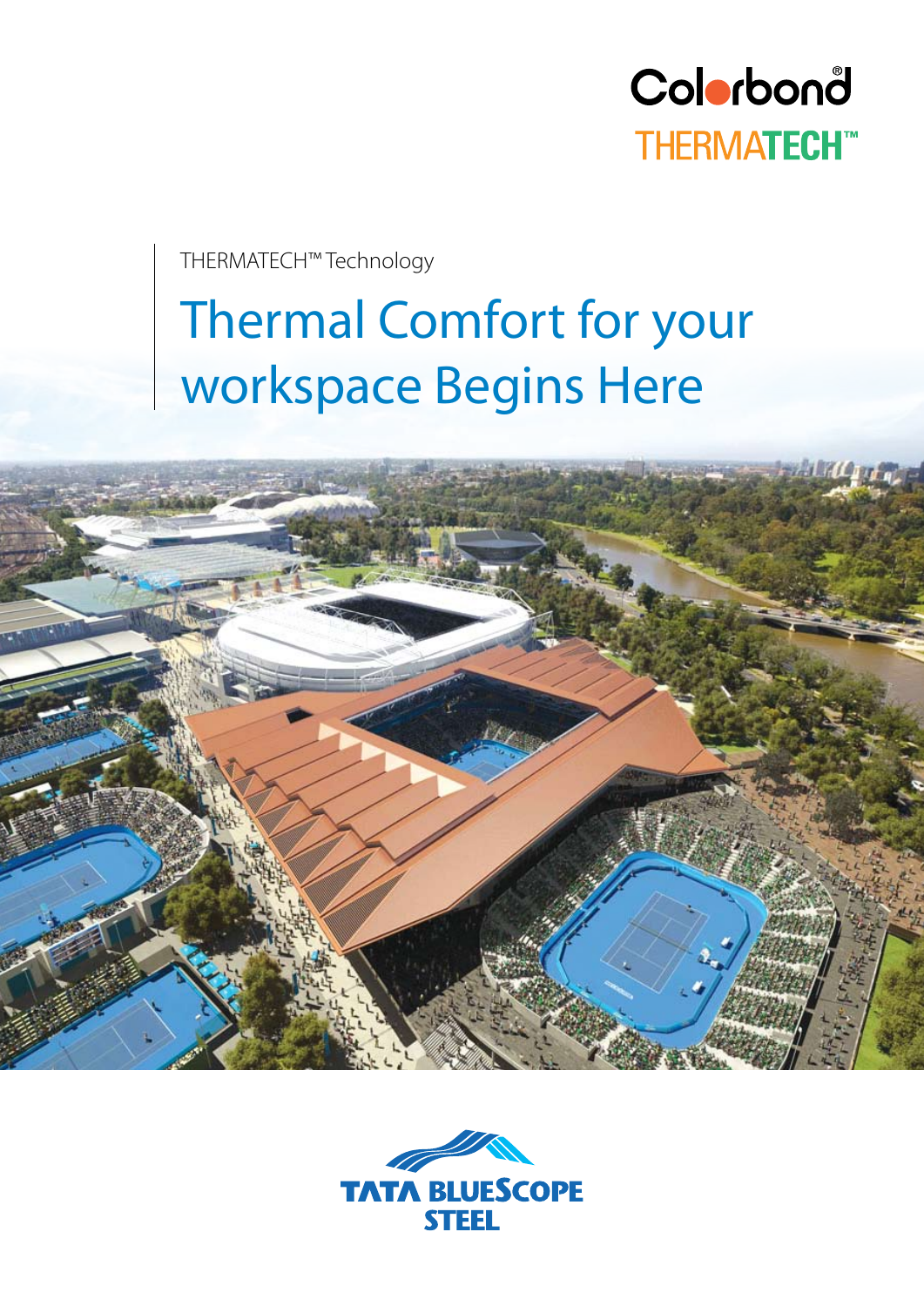Colorbond®

THERMATECH™

THERMATECH™ Technology

# Thermal Comfort for your workspace Begins Here

TATA BLUESCOPE STEEL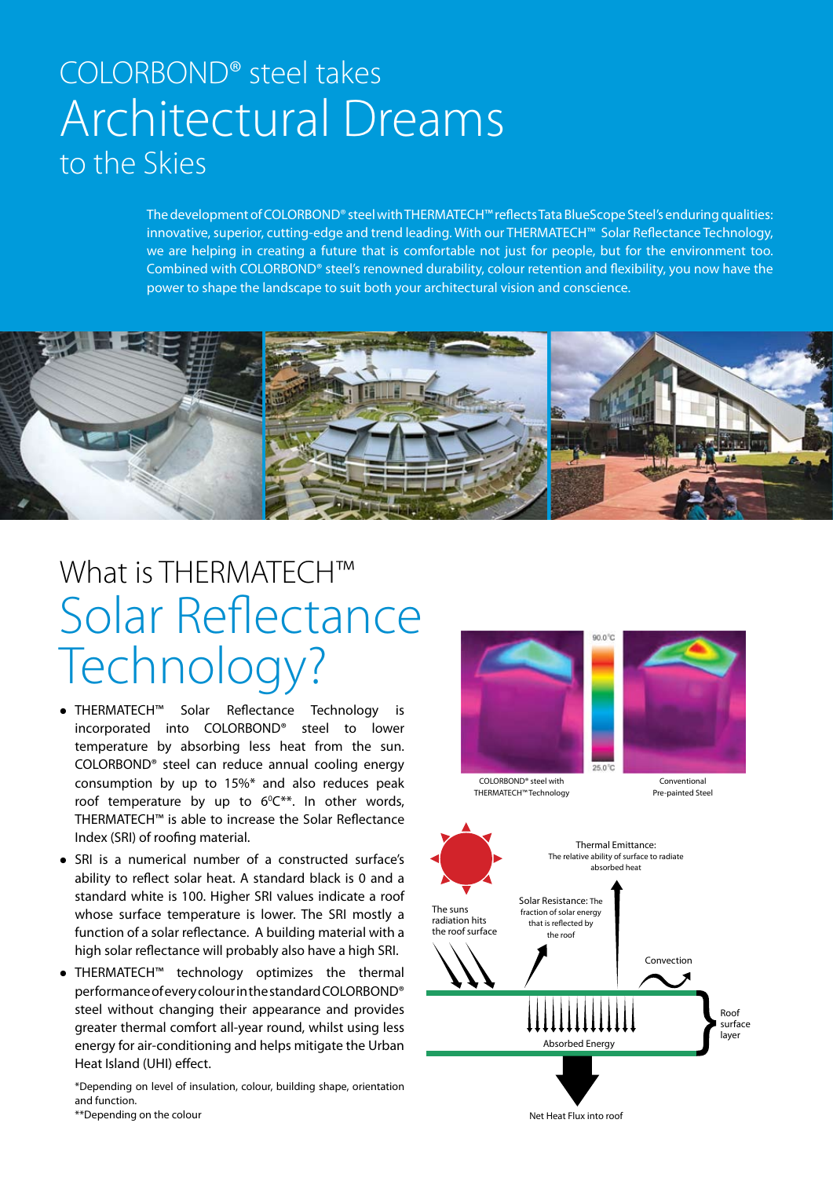# COLORBOND® steel takes Architectural Dreams to the Skies

The development of COLORBOND® steel with THERMATECH™ reflects Tata BlueScope Steel's enduring qualities: innovative, superior, cutting-edge and trend leading. With our THERMATECH™ Solar Reflectance Technology, we are helping in creating a future that is comfortable not just for people, but for the environment too. Combined with COLORBOND® steel's renowned durability, colour retention and flexibility, you now have the power to shape the landscape to suit both your architectural vision and conscience.

## What is THERMATECH™ Solar Reflectance Technology?

- THERMATECH™ Solar Reflectance Technology is incorporated into COLORBOND® steel to lower temperature by absorbing less heat from the sun. COLORBOND® steel can reduce annual cooling energy consumption by up to 15%* and also reduces peak roof temperature by up to 6°C**. In other words, THERMATECH™ is able to increase the Solar Reflectance Index (SRI) of roofing material.
- SRI is a numerical number of a constructed surface's ability to reflect solar heat. A standard black is 0 and a standard white is 100. Higher SRI values indicate a roof whose surface temperature is lower. The SRI mostly a function of a solar reflectance. A building material with a high solar reflectance will probably also have a high SRI.
- THERMATECH™ technology optimizes the thermal performance of every colour in the standard COLORBOND® steel without changing their appearance and provides greater thermal comfort all-year round, whilst using less energy for air-conditioning and helps mitigate the Urban Heat Island (UHI) effect.

*Depending on level of insulation, colour, building shape, orientation and function.
**Depending on the colour

90.0°C

25.0°C

COLORBOND® steel with THERMATECH™ Technology

Conventional Pre-painted Steel

Thermal Emittance: The relative ability of surface to radiate absorbed heat

The suns radiation hits the roof surface

Solar Resistance: The fraction of solar energy that is reflected by the roof

Convection

Absorbed Energy

Roof surface layer

Net Heat Flux into roof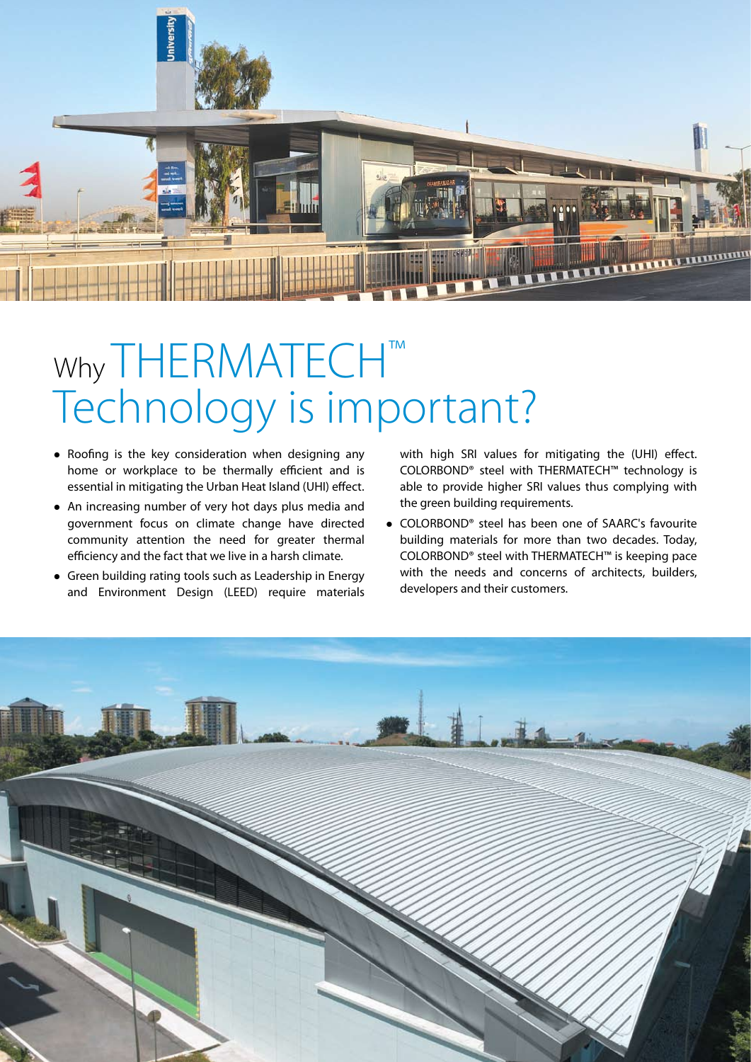# Why THERMATECH™ Technology is important?

- Roofing is the key consideration when designing any home or workplace to be thermally efficient and is essential in mitigating the Urban Heat Island (UHI) effect.
- An increasing number of very hot days plus media and government focus on climate change have directed community attention the need for greater thermal efficiency and the fact that we live in a harsh climate.
- Green building rating tools such as Leadership in Energy and Environment Design (LEED) require materials with high SRI values for mitigating the (UHI) effect. COLORBOND® steel with THERMATECH™ technology is able to provide higher SRI values thus complying with the green building requirements.
- COLORBOND® steel has been one of SAARC's favourite building materials for more than two decades. Today, COLORBOND® steel with THERMATECH™ is keeping pace with the needs and concerns of architects, builders, developers and their customers.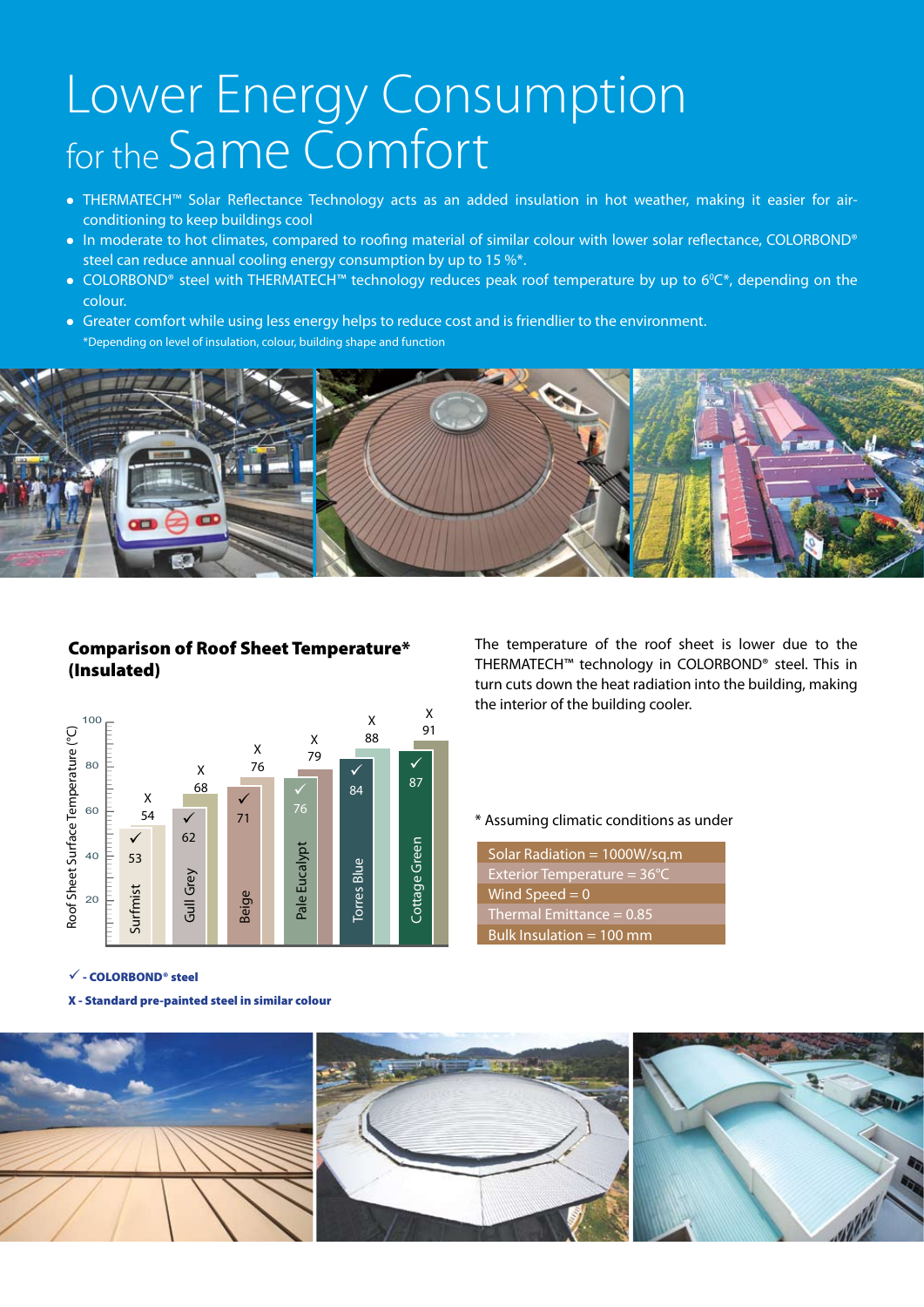# Lower Energy Consumption for the Same Comfort

- THERMATECH™ Solar Reflectance Technology acts as an added insulation in hot weather, making it easier for air-conditioning to keep buildings cool
- In moderate to hot climates, compared to roofing material of similar colour with lower solar reflectance, COLORBOND® steel can reduce annual cooling energy consumption by up to 15 %*.
- COLORBOND® steel with THERMATECH™ technology reduces peak roof temperature by up to 6°C*, depending on the colour.
- Greater comfort while using less energy helps to reduce cost and is friendlier to the environment.

\*Depending on level of insulation, colour, building shape and function

**Comparison of Roof Sheet Temperature\* (Insulated)**

Roof Sheet Surface Temperature (°C)

| Colour | ✓ COLORBOND® steel | X Standard pre-painted steel in similar colour |
|---|---|---|
| Surfmist | 53 | 54 |
| Gull Grey | 62 | 68 |
| Beige | 71 | 76 |
| Pale Eucalypt | 76 | 79 |
| Torres Blue | 84 | 88 |
| Cottage Green | 87 | 91 |

✓ - COLORBOND® steel

X - Standard pre-painted steel in similar colour

The temperature of the roof sheet is lower due to the THERMATECH™ technology in COLORBOND® steel. This in turn cuts down the heat radiation into the building, making the interior of the building cooler.

\* Assuming climatic conditions as under

| |
|---|
| Solar Radiation = 1000W/sq.m |
| Exterior Temperature = 36°C |
| Wind Speed = 0 |
| Thermal Emittance = 0.85 |
| Bulk Insulation = 100 mm |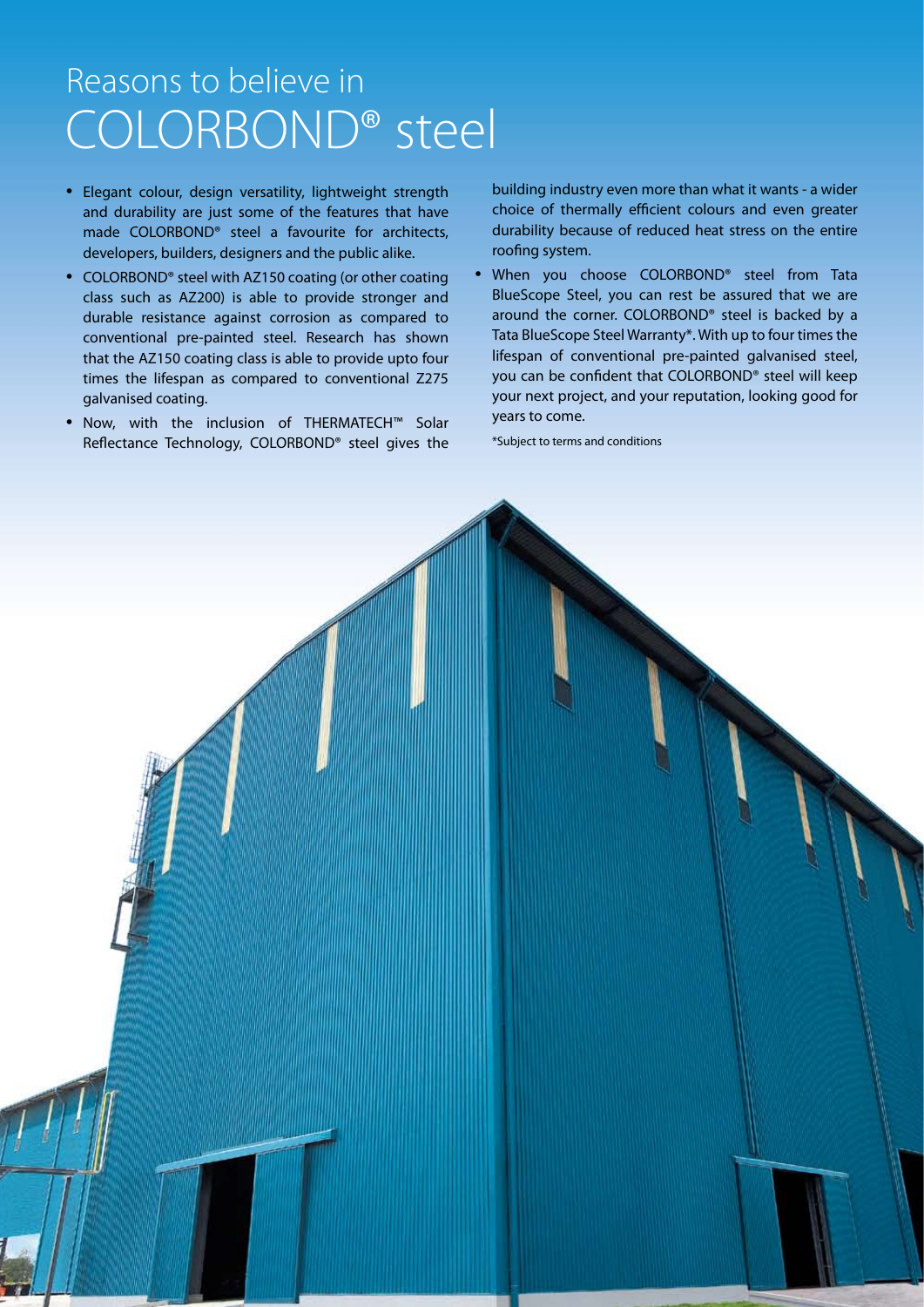# Reasons to believe in COLORBOND® steel

- Elegant colour, design versatility, lightweight strength and durability are just some of the features that have made COLORBOND® steel a favourite for architects, developers, builders, designers and the public alike.
- COLORBOND® steel with AZ150 coating (or other coating class such as AZ200) is able to provide stronger and durable resistance against corrosion as compared to conventional pre-painted steel. Research has shown that the AZ150 coating class is able to provide upto four times the lifespan as compared to conventional Z275 galvanised coating.
- Now, with the inclusion of THERMATECH™ Solar Reflectance Technology, COLORBOND® steel gives the building industry even more than what it wants - a wider choice of thermally efficient colours and even greater durability because of reduced heat stress on the entire roofing system.
- When you choose COLORBOND® steel from Tata BlueScope Steel, you can rest be assured that we are around the corner. COLORBOND® steel is backed by a Tata BlueScope Steel Warranty*. With up to four times the lifespan of conventional pre-painted galvanised steel, you can be confident that COLORBOND® steel will keep your next project, and your reputation, looking good for years to come.

*Subject to terms and conditions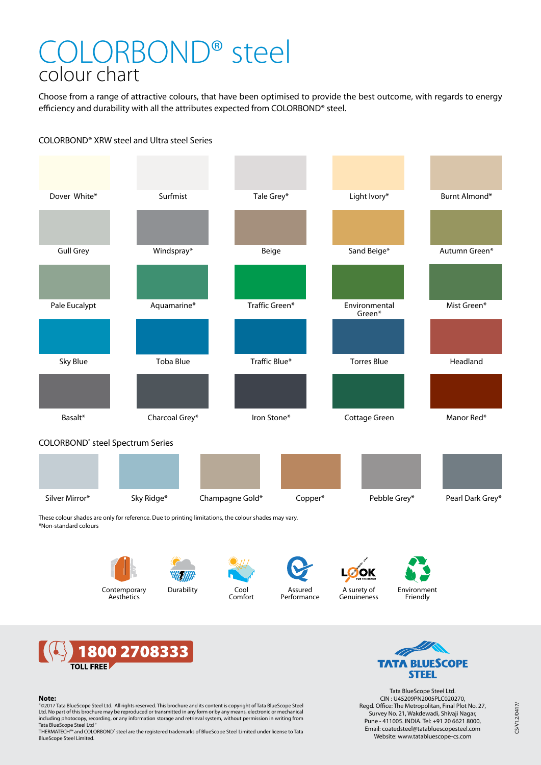# COLORBOND® steel
## colour chart

Choose from a range of attractive colours, that have been optimised to provide the best outcome, with regards to energy efficiency and durability with all the attributes expected from COLORBOND® steel.

### COLORBOND® XRW steel and Ultra steel Series

| | | | | |
|---|---|---|---|---|
| Dover White* | Surfmist | Tale Grey* | Light Ivory* | Burnt Almond* |
| Gull Grey | Windspray* | Beige | Sand Beige* | Autumn Green* |
| Pale Eucalypt | Aquamarine* | Traffic Green* | Environmental Green* | Mist Green* |
| Sky Blue | Toba Blue | Traffic Blue* | Torres Blue | Headland |
| Basalt* | Charcoal Grey* | Iron Stone* | Cottage Green | Manor Red* |

### COLORBOND® steel Spectrum Series

| | | | | | |
|---|---|---|---|---|---|
| Silver Mirror* | Sky Ridge* | Champagne Gold* | Copper* | Pebble Grey* | Pearl Dark Grey* |

These colour shades are only for reference. Due to printing limitations, the colour shades may vary.
*Non-standard colours

Contemporary Aesthetics
Durability
Cool Comfort
Assured Performance
A surety of Genuineness
Environment Friendly

1800 2708333
TOLL FREE

TATA BLUESCOPE STEEL

Tata BlueScope Steel Ltd.
CIN : U45209PN2005PLC020270,
Regd. Office: The Metropolitan, Final Plot No. 27,
Survey No. 21, Wakdewadi, Shivaji Nagar,
Pune - 411005. INDIA. Tel: +91 20 6621 8000,
Email: coatedsteel@tatabluescopesteel.com
Website: www.tatabluescope-cs.com

**Note:**
"©2017 Tata BlueScope Steel Ltd. All rights reserved. This brochure and its content is copyright of Tata BlueScope Steel Ltd. No part of this brochure may be reproduced or transmitted in any form or by any means, electronic or mechanical including photocopy, recording, or any information storage and retrieval system, without permission in writing from Tata BlueScope Steel Ltd"
THERMATECH™ and COLORBOND® steel are the registered trademarks of BlueScope Steel Limited under license to Tata BlueScope Steel Limited.

CS/V12/0417/